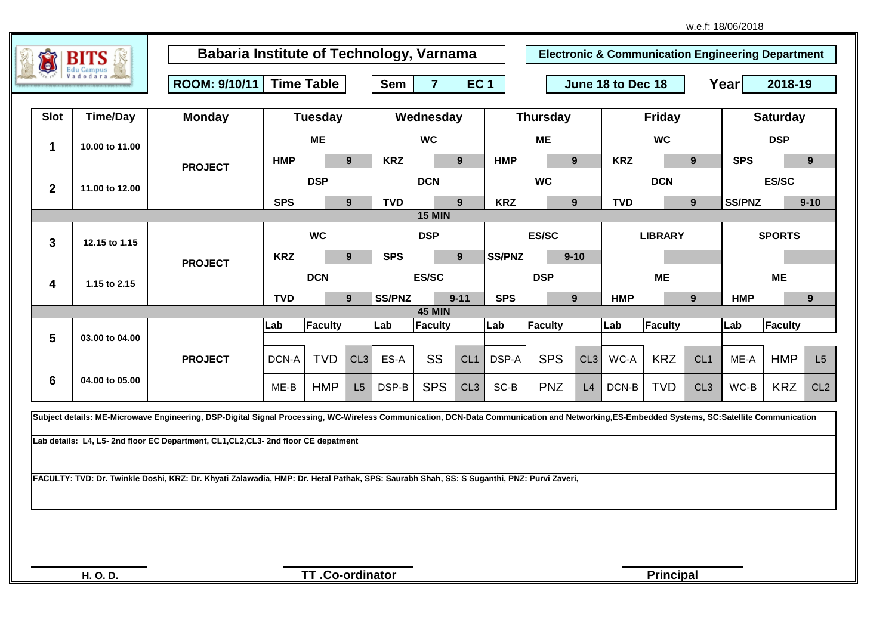w.e.f: 18/06/2018

# Babaria Institute of Technology, Varnama

**Electronic & Communication Engineering Department**

**ROOM: 9/10/11** | **Time Table** | **Sem 7** | **EC 1** | **June 18 to Dec 18** | **Year 2018-19**

| Slot | Time/Day | Monday | Tuesday | Wednesday | Thursday | Friday | Saturday |
|---|---|---|---|---|---|---|---|
| 1 | 10.00 to 11.00 | PROJECT | ME<br>HMP 9 | WC<br>KRZ 9 | ME<br>HMP 9 | WC<br>KRZ 9 | DSP<br>SPS 9 |
| 2 | 11.00 to 12.00 | PROJECT | DSP<br>SPS 9 | DCN<br>TVD 9 | WC<br>KRZ 9 | DCN<br>TVD 9 | ES/SC<br>SS/PNZ 9-10 |
| | 15 MIN | | | | | | |
| 3 | 12.15 to 1.15 | PROJECT | WC<br>KRZ 9 | DSP<br>SPS 9 | ES/SC<br>SS/PNZ 9-10 | LIBRARY | SPORTS |
| 4 | 1.15 to 2.15 | PROJECT | DCN<br>TVD 9 | ES/SC<br>SS/PNZ 9-11 | DSP<br>SPS 9 | ME<br>HMP 9 | ME<br>HMP 9 |
| | 45 MIN | | | | | | |
| 5 | 03.00 to 04.00 | PROJECT | Lab: DCN-A, Faculty: TVD, CL3 | Lab: ES-A, Faculty: SS, CL1 | Lab: DSP-A, Faculty: SPS, CL3 | Lab: WC-A, Faculty: KRZ, CL1 | Lab: ME-A, Faculty: HMP, L5 |
| 6 | 04.00 to 05.00 | PROJECT | Lab: ME-B, Faculty: HMP, L5 | Lab: DSP-B, Faculty: SPS, CL3 | Lab: SC-B, Faculty: PNZ, L4 | Lab: DCN-B, Faculty: TVD, CL3 | Lab: WC-B, Faculty: KRZ, CL2 |

**Subject details: ME-Microwave Engineering, DSP-Digital Signal Processing, WC-Wireless Communication, DCN-Data Communication and Networking,ES-Embedded Systems, SC:Satellite Communication**

**Lab details: L4, L5- 2nd floor EC Department, CL1,CL2,CL3- 2nd floor CE depatment**

**FACULTY: TVD: Dr. Twinkle Doshi, KRZ: Dr. Khyati Zalawadia, HMP: Dr. Hetal Pathak, SPS: Saurabh Shah, SS: S Suganthi, PNZ: Purvi Zaveri,**

**H. O. D.** | **TT .Co-ordinator** | **Principal**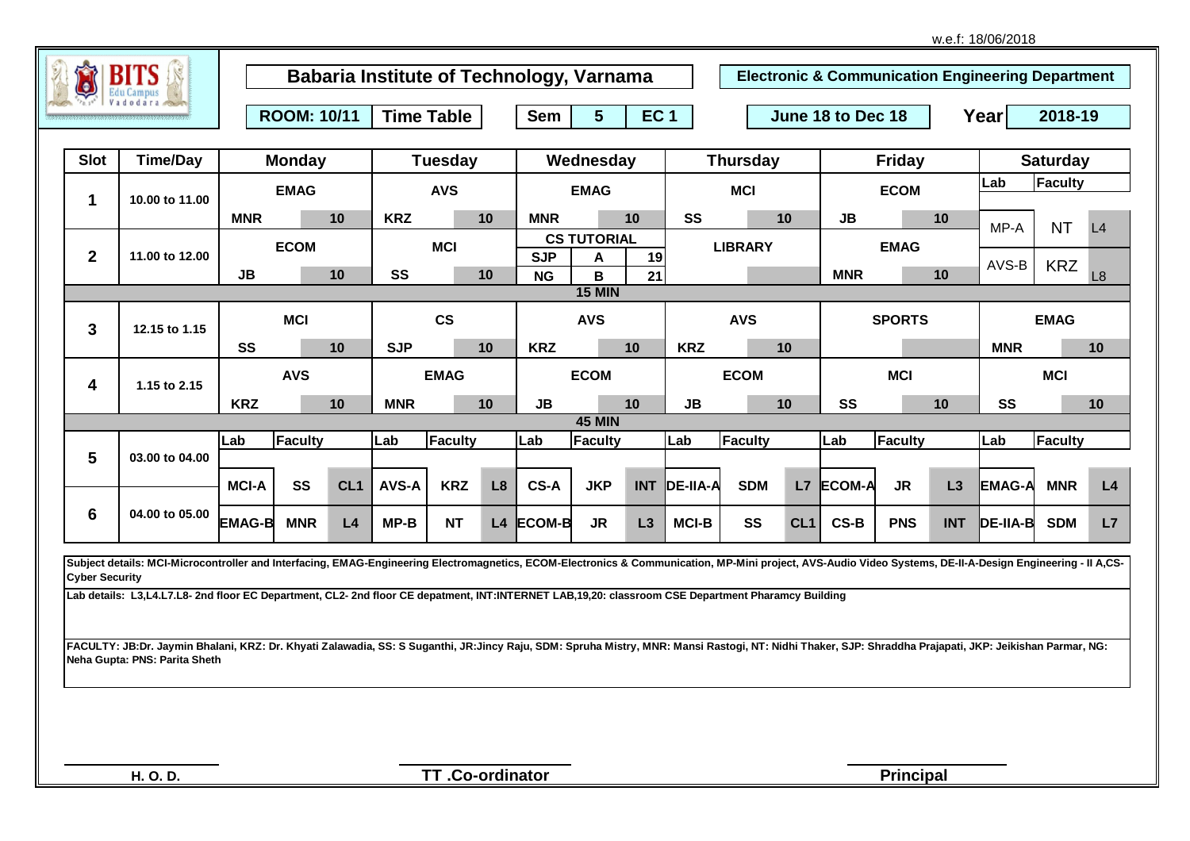w.e.f: 18/06/2018

# Babaria Institute of Technology, Varnama

**Electronic & Communication Engineering Department**

**ROOM: 10/11** | **Time Table** | **Sem 5** | **EC 1** | **June 18 to Dec 18** | **Year 2018-19**

| Slot | Time/Day | Monday | Tuesday | Wednesday | Thursday | Friday | Saturday |
|---|---|---|---|---|---|---|---|
| 1 | 10.00 to 11.00 | EMAG (MNR, 10) | AVS (KRZ, 10) | EMAG (MNR, 10) | MCI (SS, 10) | ECOM (JB, 10) | Lab / Faculty: MP-A, NT, L4 |
| 2 | 11.00 to 12.00 | ECOM (JB, 10) | MCI (SS, 10) | CS TUTORIAL: SJP A 19; NG B 21 | LIBRARY | EMAG (MNR, 10) | AVS-B, KRZ, L8 |
| | | | | 15 MIN | | | |
| 3 | 12.15 to 1.15 | MCI (SS, 10) | CS (SJP, 10) | AVS (KRZ, 10) | AVS (KRZ, 10) | SPORTS | EMAG (MNR, 10) |
| 4 | 1.15 to 2.15 | AVS (KRZ, 10) | EMAG (MNR, 10) | ECOM (JB, 10) | ECOM (JB, 10) | MCI (SS, 10) | MCI (SS, 10) |
| | | | | 45 MIN | | | |
| 5 | 03.00 to 04.00 | Lab / Faculty: MCI-A, SS, CL1 | Lab / Faculty: AVS-A, KRZ, L8 | Lab / Faculty: CS-A, JKP, INT | Lab / Faculty: DE-IIA-A, SDM, L7 | Lab / Faculty: ECOM-A, JR, L3 | Lab / Faculty: EMAG-A, MNR, L4 |
| 6 | 04.00 to 05.00 | EMAG-B, MNR, L4 | MP-B, NT, L4 | ECOM-B, JR, L3 | MCI-B, SS, CL1 | CS-B, PNS, INT | DE-IIA-B, SDM, L7 |

**Subject details: MCI-Microcontroller and Interfacing, EMAG-Engineering Electromagnetics, ECOM-Electronics & Communication, MP-Mini project, AVS-Audio Video Systems, DE-II-A-Design Engineering - II A,CS-Cyber Security**

**Lab details: L3,L4.L7.L8- 2nd floor EC Department, CL2- 2nd floor CE depatment, INT:INTERNET LAB,19,20: classroom CSE Department Pharamcy Building**

**FACULTY: JB:Dr. Jaymin Bhalani, KRZ: Dr. Khyati Zalawadia, SS: S Suganthi, JR:Jincy Raju, SDM: Spruha Mistry, MNR: Mansi Rastogi, NT: Nidhi Thaker, SJP: Shraddha Prajapati, JKP: Jeikishan Parmar, NG: Neha Gupta: PNS: Parita Sheth**

**H. O. D.** | **TT .Co-ordinator** | **Principal**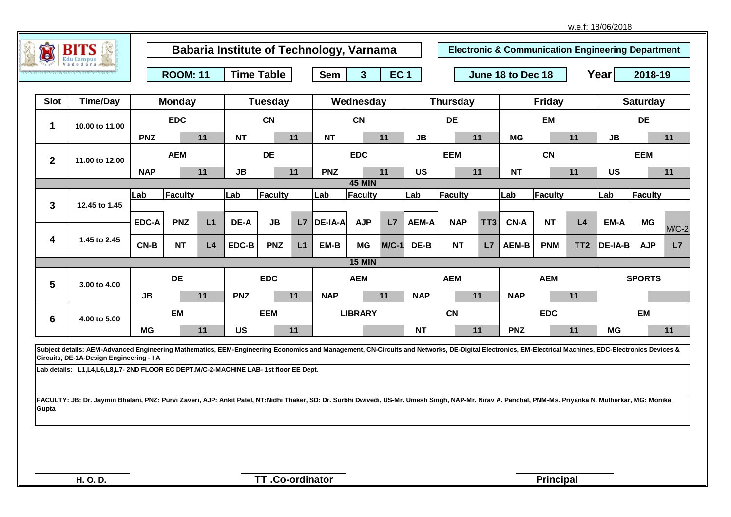w.e.f: 18/06/2018

# Babaria Institute of Technology, Varnama

**Electronic & Communication Engineering Department**

**ROOM: 11** | **Time Table** | **Sem** 3 **EC 1** | **June 18 to Dec 18** | **Year** 2018-19

| Slot | Time/Day | Monday | Tuesday | Wednesday | Thursday | Friday | Saturday |
|---|---|---|---|---|---|---|---|
| 1 | 10.00 to 11.00 | EDC<br>PNZ 11 | CN<br>NT 11 | CN<br>NT 11 | DE<br>JB 11 | EM<br>MG 11 | DE<br>JB 11 |
| 2 | 11.00 to 12.00 | AEM<br>NAP 11 | DE<br>JB 11 | EDC<br>PNZ 11 | EEM<br>US 11 | CN<br>NT 11 | EEM<br>US 11 |
| | | | | 45 MIN | | | |
| 3 | 12.45 to 1.45 | Lab / Faculty<br>EDC-A PNZ L1 | Lab / Faculty<br>DE-A JB L7 | Lab / Faculty<br>DE-IA-A AJP L7 | Lab / Faculty<br>AEM-A NAP TT3 | Lab / Faculty<br>CN-A NT L4 | Lab / Faculty<br>EM-A MG M/C-2 |
| 4 | 1.45 to 2.45 | CN-B NT L4 | EDC-B PNZ L1 | EM-B MG M/C-1 | DE-B NT L7 | AEM-B PNM TT2 | DE-IA-B AJP L7 |
| | | | | 15 MIN | | | |
| 5 | 3.00 to 4.00 | DE<br>JB 11 | EDC<br>PNZ 11 | AEM<br>NAP 11 | AEM<br>NAP 11 | AEM<br>NAP 11 | SPORTS |
| 6 | 4.00 to 5.00 | EM<br>MG 11 | EEM<br>US 11 | LIBRARY | CN<br>NT 11 | EDC<br>PNZ 11 | EM<br>MG 11 |

**Subject details: AEM-Advanced Engineering Mathematics, EEM-Engineering Economics and Management, CN-Circuits and Networks, DE-Digital Electronics, EM-Electrical Machines, EDC-Electronics Devices & Circuits, DE-1A-Design Engineering - I A**

**Lab details: L1,L4,L6,L8,L7- 2ND FLOOR EC DEPT.M/C-2-MACHINE LAB- 1st floor EE Dept.**

**FACULTY: JB: Dr. Jaymin Bhalani, PNZ: Purvi Zaveri, AJP: Ankit Patel, NT:Nidhi Thaker, SD: Dr. Surbhi Dwivedi, US-Mr. Umesh Singh, NAP-Mr. Nirav A. Panchal, PNM-Ms. Priyanka N. Mulherkar, MG: Monika Gupta**

**H. O. D.** | **TT .Co-ordinator** | **Principal**